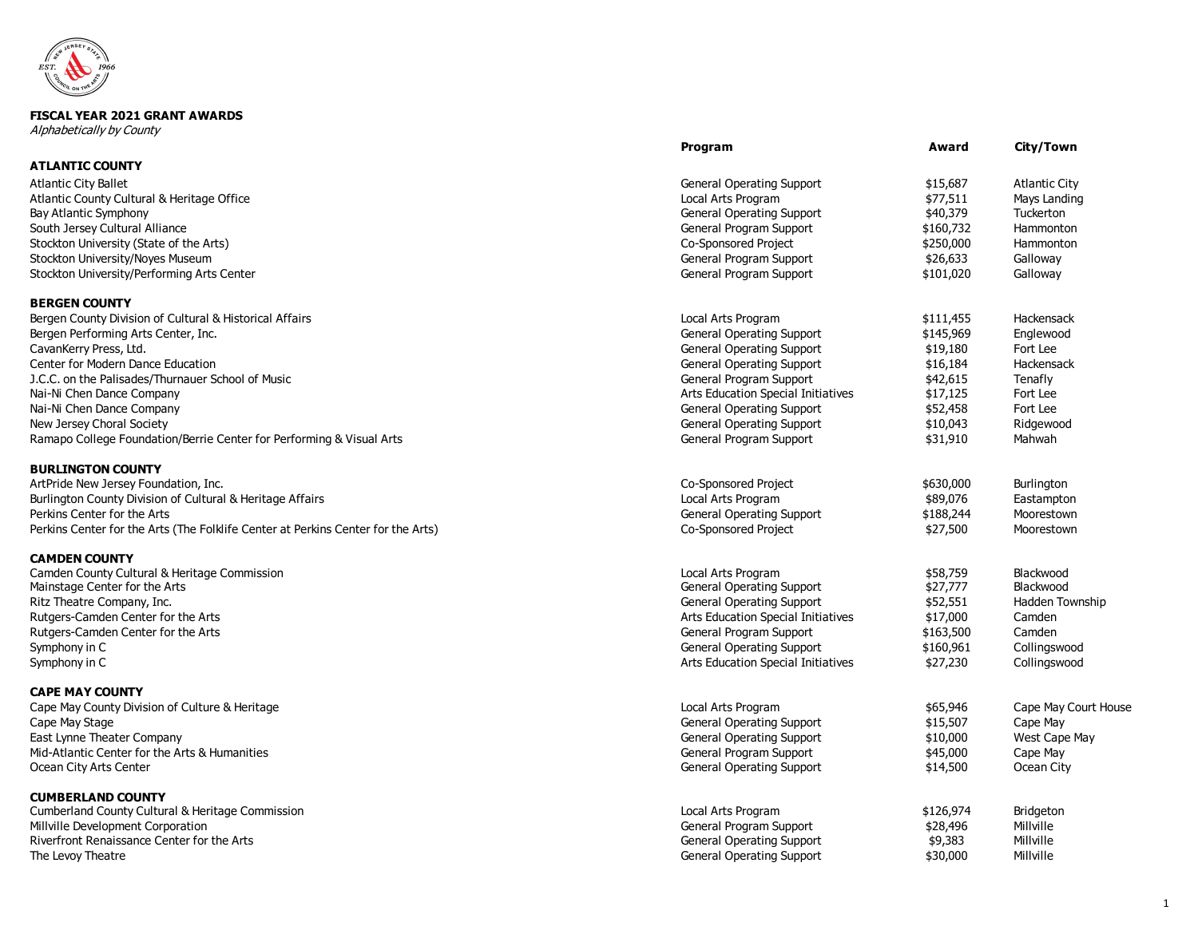**FISCAL YEAR 2021 GRANT AWARDS**
*Alphabetically by County*

| | Program | Award | City/Town |
|---|---|---|---|
| **ATLANTIC COUNTY** | | | |
| Atlantic City Ballet | General Operating Support | $15,687 | Atlantic City |
| Atlantic County Cultural & Heritage Office | Local Arts Program | $77,511 | Mays Landing |
| Bay Atlantic Symphony | General Operating Support | $40,379 | Tuckerton |
| South Jersey Cultural Alliance | General Program Support | $160,732 | Hammonton |
| Stockton University (State of the Arts) | Co-Sponsored Project | $250,000 | Hammonton |
| Stockton University/Noyes Museum | General Program Support | $26,633 | Galloway |
| Stockton University/Performing Arts Center | General Program Support | $101,020 | Galloway |
| **BERGEN COUNTY** | | | |
| Bergen County Division of Cultural & Historical Affairs | Local Arts Program | $111,455 | Hackensack |
| Bergen Performing Arts Center, Inc. | General Operating Support | $145,969 | Englewood |
| CavanKerry Press, Ltd. | General Operating Support | $19,180 | Fort Lee |
| Center for Modern Dance Education | General Operating Support | $16,184 | Hackensack |
| J.C.C. on the Palisades/Thurnauer School of Music | General Program Support | $42,615 | Tenafly |
| Nai-Ni Chen Dance Company | Arts Education Special Initiatives | $17,125 | Fort Lee |
| Nai-Ni Chen Dance Company | General Operating Support | $52,458 | Fort Lee |
| New Jersey Choral Society | General Operating Support | $10,043 | Ridgewood |
| Ramapo College Foundation/Berrie Center for Performing & Visual Arts | General Program Support | $31,910 | Mahwah |
| **BURLINGTON COUNTY** | | | |
| ArtPride New Jersey Foundation, Inc. | Co-Sponsored Project | $630,000 | Burlington |
| Burlington County Division of Cultural & Heritage Affairs | Local Arts Program | $89,076 | Eastampton |
| Perkins Center for the Arts | General Operating Support | $188,244 | Moorestown |
| Perkins Center for the Arts (The Folklife Center at Perkins Center for the Arts) | Co-Sponsored Project | $27,500 | Moorestown |
| **CAMDEN COUNTY** | | | |
| Camden County Cultural & Heritage Commission | Local Arts Program | $58,759 | Blackwood |
| Mainstage Center for the Arts | General Operating Support | $27,777 | Blackwood |
| Ritz Theatre Company, Inc. | General Operating Support | $52,551 | Hadden Township |
| Rutgers-Camden Center for the Arts | Arts Education Special Initiatives | $17,000 | Camden |
| Rutgers-Camden Center for the Arts | General Program Support | $163,500 | Camden |
| Symphony in C | General Operating Support | $160,961 | Collingswood |
| Symphony in C | Arts Education Special Initiatives | $27,230 | Collingswood |
| **CAPE MAY COUNTY** | | | |
| Cape May County Division of Culture & Heritage | Local Arts Program | $65,946 | Cape May Court House |
| Cape May Stage | General Operating Support | $15,507 | Cape May |
| East Lynne Theater Company | General Operating Support | $10,000 | West Cape May |
| Mid-Atlantic Center for the Arts & Humanities | General Program Support | $45,000 | Cape May |
| Ocean City Arts Center | General Operating Support | $14,500 | Ocean City |
| **CUMBERLAND COUNTY** | | | |
| Cumberland County Cultural & Heritage Commission | Local Arts Program | $126,974 | Bridgeton |
| Millville Development Corporation | General Program Support | $28,496 | Millville |
| Riverfront Renaissance Center for the Arts | General Operating Support | $9,383 | Millville |
| The Levoy Theatre | General Operating Support | $30,000 | Millville |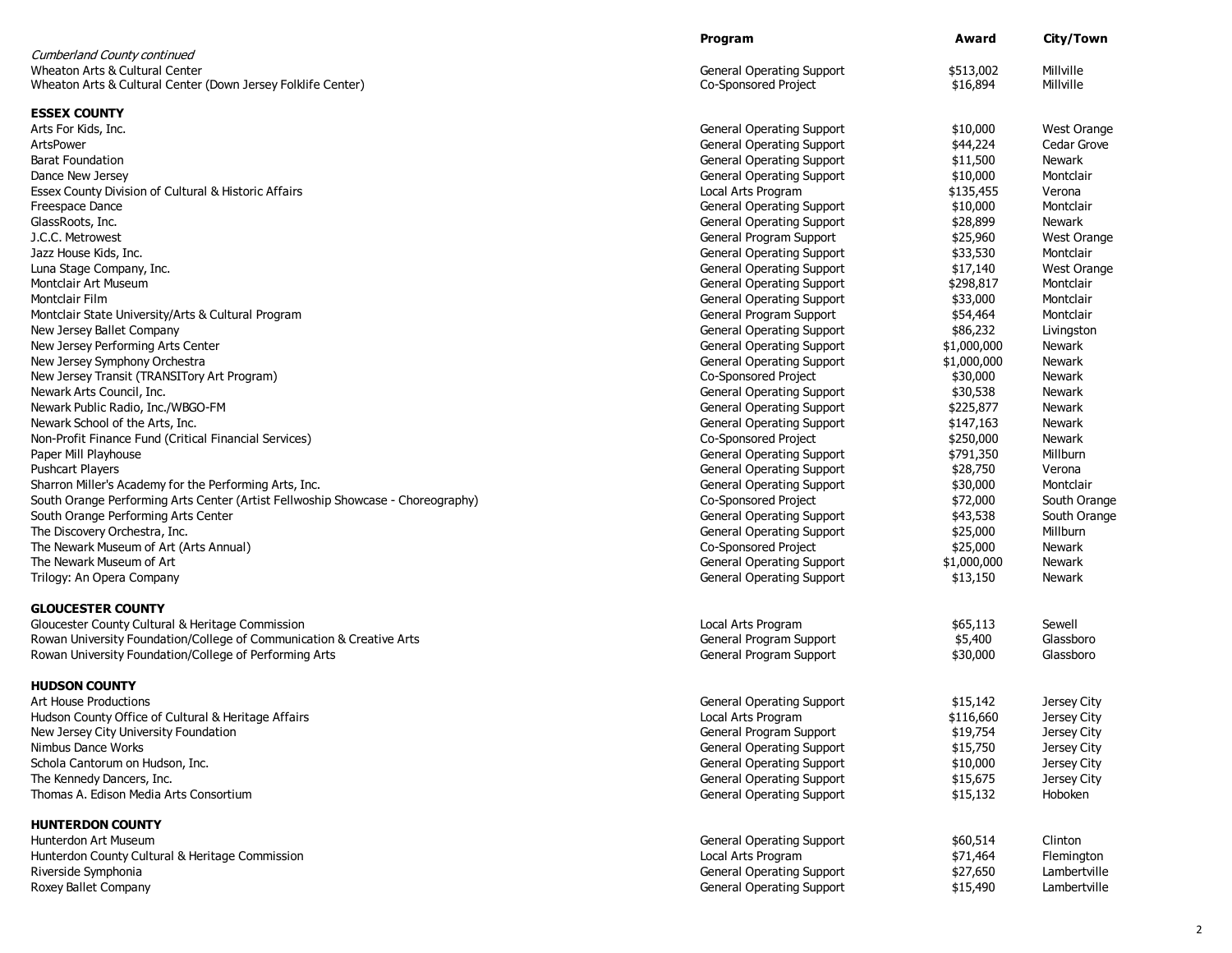| | Program | Award | City/Town |
|---|---|---|---|
| *Cumberland County continued* | | | |
| Wheaton Arts & Cultural Center | General Operating Support | $513,002 | Millville |
| Wheaton Arts & Cultural Center (Down Jersey Folklife Center) | Co-Sponsored Project | $16,894 | Millville |
| **ESSEX COUNTY** | | | |
| Arts For Kids, Inc. | General Operating Support | $10,000 | West Orange |
| ArtsPower | General Operating Support | $44,224 | Cedar Grove |
| Barat Foundation | General Operating Support | $11,500 | Newark |
| Dance New Jersey | General Operating Support | $10,000 | Montclair |
| Essex County Division of Cultural & Historic Affairs | Local Arts Program | $135,455 | Verona |
| Freespace Dance | General Operating Support | $10,000 | Montclair |
| GlassRoots, Inc. | General Operating Support | $28,899 | Newark |
| J.C.C. Metrowest | General Program Support | $25,960 | West Orange |
| Jazz House Kids, Inc. | General Operating Support | $33,530 | Montclair |
| Luna Stage Company, Inc. | General Operating Support | $17,140 | West Orange |
| Montclair Art Museum | General Operating Support | $298,817 | Montclair |
| Montclair Film | General Operating Support | $33,000 | Montclair |
| Montclair State University/Arts & Cultural Program | General Program Support | $54,464 | Montclair |
| New Jersey Ballet Company | General Operating Support | $86,232 | Livingston |
| New Jersey Performing Arts Center | General Operating Support | $1,000,000 | Newark |
| New Jersey Symphony Orchestra | General Operating Support | $1,000,000 | Newark |
| New Jersey Transit (TRANSITory Art Program) | Co-Sponsored Project | $30,000 | Newark |
| Newark Arts Council, Inc. | General Operating Support | $30,538 | Newark |
| Newark Public Radio, Inc./WBGO-FM | General Operating Support | $225,877 | Newark |
| Newark School of the Arts, Inc. | General Operating Support | $147,163 | Newark |
| Non-Profit Finance Fund (Critical Financial Services) | Co-Sponsored Project | $250,000 | Newark |
| Paper Mill Playhouse | General Operating Support | $791,350 | Millburn |
| Pushcart Players | General Operating Support | $28,750 | Verona |
| Sharron Miller's Academy for the Performing Arts, Inc. | General Operating Support | $30,000 | Montclair |
| South Orange Performing Arts Center (Artist Fellwoship Showcase - Choreography) | Co-Sponsored Project | $72,000 | South Orange |
| South Orange Performing Arts Center | General Operating Support | $43,538 | South Orange |
| The Discovery Orchestra, Inc. | General Operating Support | $25,000 | Millburn |
| The Newark Museum of Art (Arts Annual) | Co-Sponsored Project | $25,000 | Newark |
| The Newark Museum of Art | General Operating Support | $1,000,000 | Newark |
| Trilogy: An Opera Company | General Operating Support | $13,150 | Newark |
| **GLOUCESTER COUNTY** | | | |
| Gloucester County Cultural & Heritage Commission | Local Arts Program | $65,113 | Sewell |
| Rowan University Foundation/College of Communication & Creative Arts | General Program Support | $5,400 | Glassboro |
| Rowan University Foundation/College of Performing Arts | General Program Support | $30,000 | Glassboro |
| **HUDSON COUNTY** | | | |
| Art House Productions | General Operating Support | $15,142 | Jersey City |
| Hudson County Office of Cultural & Heritage Affairs | Local Arts Program | $116,660 | Jersey City |
| New Jersey City University Foundation | General Program Support | $19,754 | Jersey City |
| Nimbus Dance Works | General Operating Support | $15,750 | Jersey City |
| Schola Cantorum on Hudson, Inc. | General Operating Support | $10,000 | Jersey City |
| The Kennedy Dancers, Inc. | General Operating Support | $15,675 | Jersey City |
| Thomas A. Edison Media Arts Consortium | General Operating Support | $15,132 | Hoboken |
| **HUNTERDON COUNTY** | | | |
| Hunterdon Art Museum | General Operating Support | $60,514 | Clinton |
| Hunterdon County Cultural & Heritage Commission | Local Arts Program | $71,464 | Flemington |
| Riverside Symphonia | General Operating Support | $27,650 | Lambertville |
| Roxey Ballet Company | General Operating Support | $15,490 | Lambertville |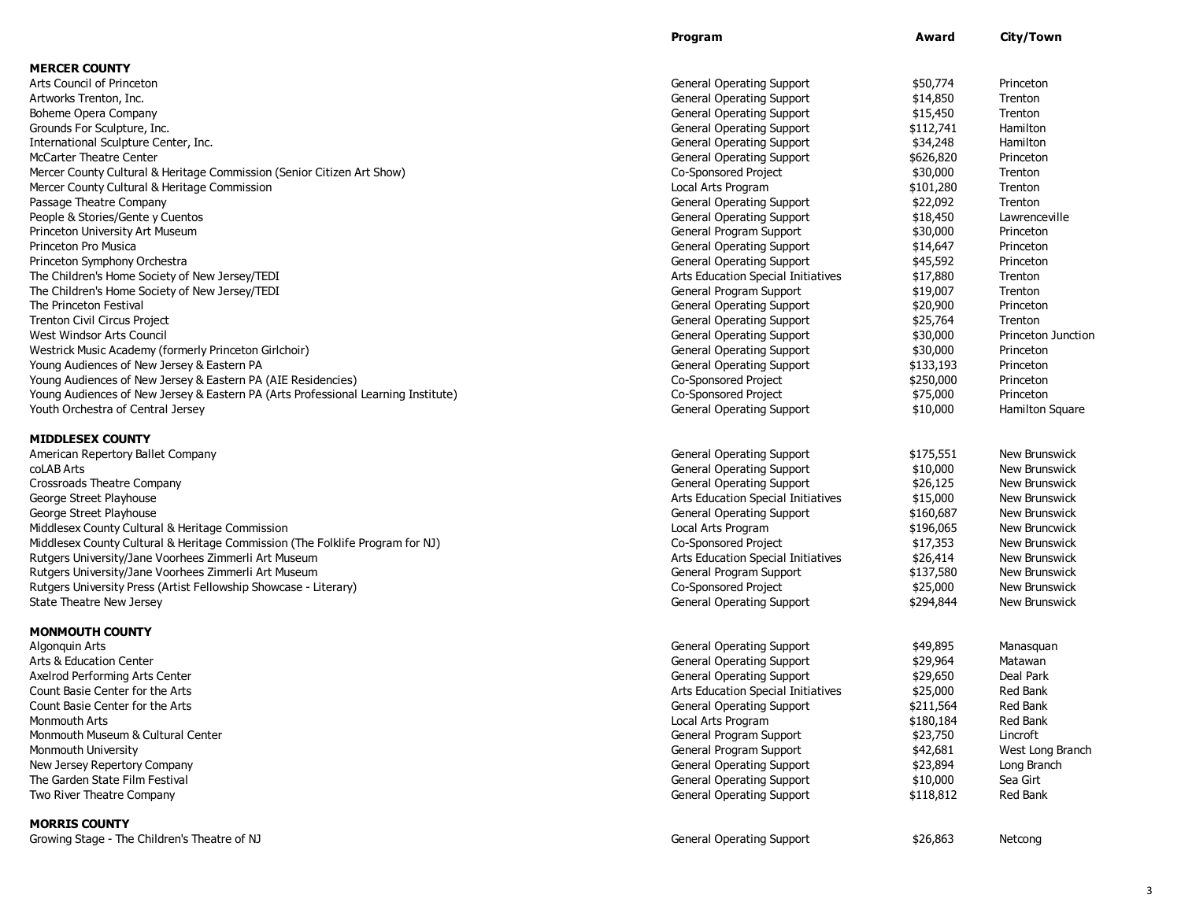| | Program | Award | City/Town |
|---|---|---|---|
| **MERCER COUNTY** | | | |
| Arts Council of Princeton | General Operating Support | $50,774 | Princeton |
| Artworks Trenton, Inc. | General Operating Support | $14,850 | Trenton |
| Boheme Opera Company | General Operating Support | $15,450 | Trenton |
| Grounds For Sculpture, Inc. | General Operating Support | $112,741 | Hamilton |
| International Sculpture Center, Inc. | General Operating Support | $34,248 | Hamilton |
| McCarter Theatre Center | General Operating Support | $626,820 | Princeton |
| Mercer County Cultural & Heritage Commission (Senior Citizen Art Show) | Co-Sponsored Project | $30,000 | Trenton |
| Mercer County Cultural & Heritage Commission | Local Arts Program | $101,280 | Trenton |
| Passage Theatre Company | General Operating Support | $22,092 | Trenton |
| People & Stories/Gente y Cuentos | General Operating Support | $18,450 | Lawrenceville |
| Princeton University Art Museum | General Program Support | $30,000 | Princeton |
| Princeton Pro Musica | General Operating Support | $14,647 | Princeton |
| Princeton Symphony Orchestra | General Operating Support | $45,592 | Princeton |
| The Children's Home Society of New Jersey/TEDI | Arts Education Special Initiatives | $17,880 | Trenton |
| The Children's Home Society of New Jersey/TEDI | General Program Support | $19,007 | Trenton |
| The Princeton Festival | General Operating Support | $20,900 | Princeton |
| Trenton Civil Circus Project | General Operating Support | $25,764 | Trenton |
| West Windsor Arts Council | General Operating Support | $30,000 | Princeton Junction |
| Westrick Music Academy (formerly Princeton Girlchoir) | General Operating Support | $30,000 | Princeton |
| Young Audiences of New Jersey & Eastern PA | General Operating Support | $133,193 | Princeton |
| Young Audiences of New Jersey & Eastern PA (AIE Residencies) | Co-Sponsored Project | $250,000 | Princeton |
| Young Audiences of New Jersey & Eastern PA (Arts Professional Learning Institute) | Co-Sponsored Project | $75,000 | Princeton |
| Youth Orchestra of Central Jersey | General Operating Support | $10,000 | Hamilton Square |
| **MIDDLESEX COUNTY** | | | |
| American Repertory Ballet Company | General Operating Support | $175,551 | New Brunswick |
| coLAB Arts | General Operating Support | $10,000 | New Brunswick |
| Crossroads Theatre Company | General Operating Support | $26,125 | New Brunswick |
| George Street Playhouse | Arts Education Special Initiatives | $15,000 | New Brunswick |
| George Street Playhouse | General Operating Support | $160,687 | New Brunswick |
| Middlesex County Cultural & Heritage Commission | Local Arts Program | $196,065 | New Bruncwick |
| Middlesex County Cultural & Heritage Commission (The Folklife Program for NJ) | Co-Sponsored Project | $17,353 | New Brunswick |
| Rutgers University/Jane Voorhees Zimmerli Art Museum | Arts Education Special Initiatives | $26,414 | New Brunswick |
| Rutgers University/Jane Voorhees Zimmerli Art Museum | General Program Support | $137,580 | New Brunswick |
| Rutgers University Press (Artist Fellowship Showcase - Literary) | Co-Sponsored Project | $25,000 | New Brunswick |
| State Theatre New Jersey | General Operating Support | $294,844 | New Brunswick |
| **MONMOUTH COUNTY** | | | |
| Algonquin Arts | General Operating Support | $49,895 | Manasquan |
| Arts & Education Center | General Operating Support | $29,964 | Matawan |
| Axelrod Performing Arts Center | General Operating Support | $29,650 | Deal Park |
| Count Basie Center for the Arts | Arts Education Special Initiatives | $25,000 | Red Bank |
| Count Basie Center for the Arts | General Operating Support | $211,564 | Red Bank |
| Monmouth Arts | Local Arts Program | $180,184 | Red Bank |
| Monmouth Museum & Cultural Center | General Program Support | $23,750 | Lincroft |
| Monmouth University | General Program Support | $42,681 | West Long Branch |
| New Jersey Repertory Company | General Operating Support | $23,894 | Long Branch |
| The Garden State Film Festival | General Operating Support | $10,000 | Sea Girt |
| Two River Theatre Company | General Operating Support | $118,812 | Red Bank |
| **MORRIS COUNTY** | | | |
| Growing Stage - The Children's Theatre of NJ | General Operating Support | $26,863 | Netcong |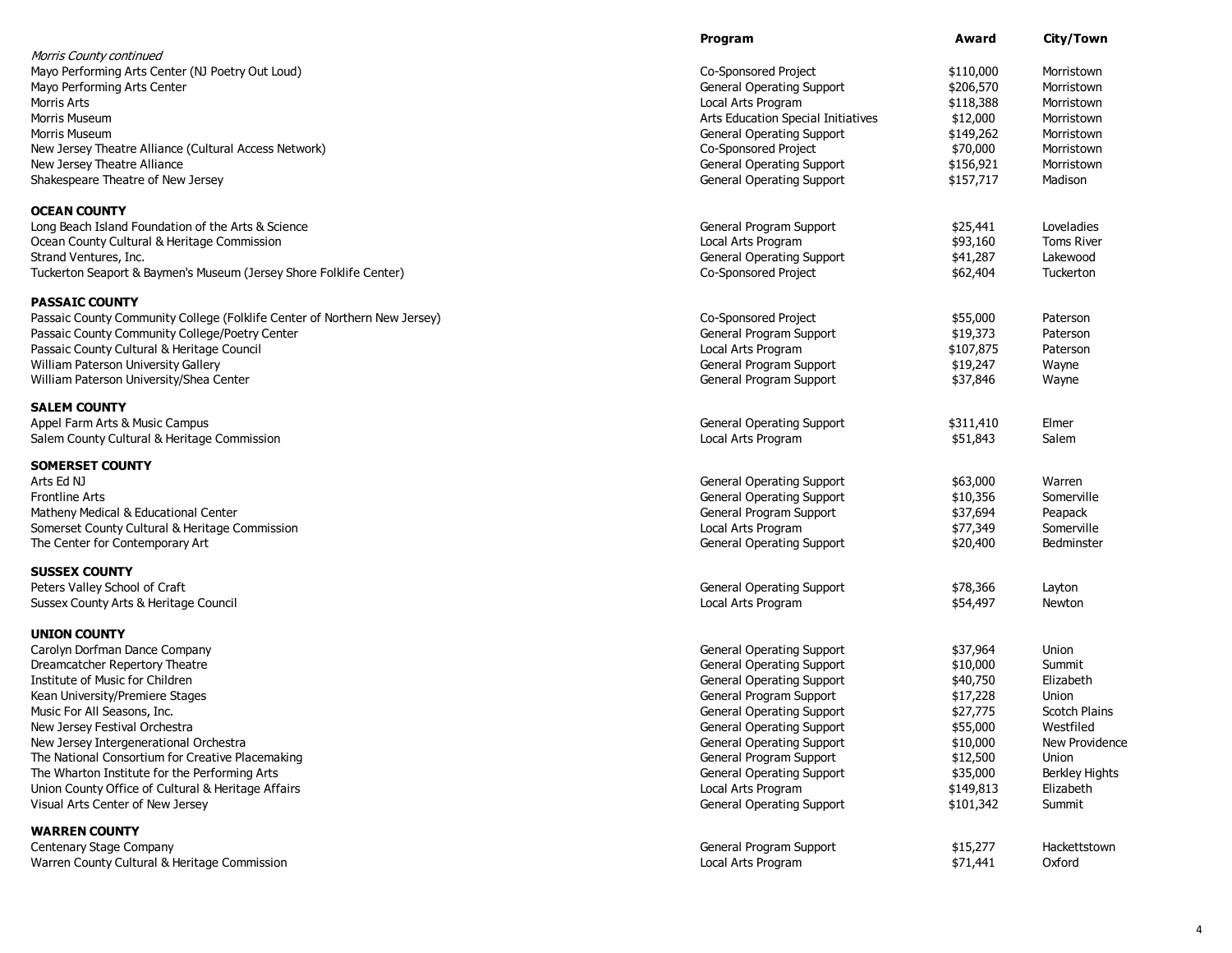| | Program | Award | City/Town |
|---|---|---|---|
| *Morris County continued* | | | |
| Mayo Performing Arts Center (NJ Poetry Out Loud) | Co-Sponsored Project | $110,000 | Morristown |
| Mayo Performing Arts Center | General Operating Support | $206,570 | Morristown |
| Morris Arts | Local Arts Program | $118,388 | Morristown |
| Morris Museum | Arts Education Special Initiatives | $12,000 | Morristown |
| Morris Museum | General Operating Support | $149,262 | Morristown |
| New Jersey Theatre Alliance (Cultural Access Network) | Co-Sponsored Project | $70,000 | Morristown |
| New Jersey Theatre Alliance | General Operating Support | $156,921 | Morristown |
| Shakespeare Theatre of New Jersey | General Operating Support | $157,717 | Madison |
| **OCEAN COUNTY** | | | |
| Long Beach Island Foundation of the Arts & Science | General Program Support | $25,441 | Loveladies |
| Ocean County Cultural & Heritage Commission | Local Arts Program | $93,160 | Toms River |
| Strand Ventures, Inc. | General Operating Support | $41,287 | Lakewood |
| Tuckerton Seaport & Baymen's Museum (Jersey Shore Folklife Center) | Co-Sponsored Project | $62,404 | Tuckerton |
| **PASSAIC COUNTY** | | | |
| Passaic County Community College (Folklife Center of Northern New Jersey) | Co-Sponsored Project | $55,000 | Paterson |
| Passaic County Community College/Poetry Center | General Program Support | $19,373 | Paterson |
| Passaic County Cultural & Heritage Council | Local Arts Program | $107,875 | Paterson |
| William Paterson University Gallery | General Program Support | $19,247 | Wayne |
| William Paterson University/Shea Center | General Program Support | $37,846 | Wayne |
| **SALEM COUNTY** | | | |
| Appel Farm Arts & Music Campus | General Operating Support | $311,410 | Elmer |
| Salem County Cultural & Heritage Commission | Local Arts Program | $51,843 | Salem |
| **SOMERSET COUNTY** | | | |
| Arts Ed NJ | General Operating Support | $63,000 | Warren |
| Frontline Arts | General Operating Support | $10,356 | Somerville |
| Matheny Medical & Educational Center | General Program Support | $37,694 | Peapack |
| Somerset County Cultural & Heritage Commission | Local Arts Program | $77,349 | Somerville |
| The Center for Contemporary Art | General Operating Support | $20,400 | Bedminster |
| **SUSSEX COUNTY** | | | |
| Peters Valley School of Craft | General Operating Support | $78,366 | Layton |
| Sussex County Arts & Heritage Council | Local Arts Program | $54,497 | Newton |
| **UNION COUNTY** | | | |
| Carolyn Dorfman Dance Company | General Operating Support | $37,964 | Union |
| Dreamcatcher Repertory Theatre | General Operating Support | $10,000 | Summit |
| Institute of Music for Children | General Operating Support | $40,750 | Elizabeth |
| Kean University/Premiere Stages | General Program Support | $17,228 | Union |
| Music For All Seasons, Inc. | General Operating Support | $27,775 | Scotch Plains |
| New Jersey Festival Orchestra | General Operating Support | $55,000 | Westfiled |
| New Jersey Intergenerational Orchestra | General Operating Support | $10,000 | New Providence |
| The National Consortium for Creative Placemaking | General Program Support | $12,500 | Union |
| The Wharton Institute for the Performing Arts | General Operating Support | $35,000 | Berkley Hights |
| Union County Office of Cultural & Heritage Affairs | Local Arts Program | $149,813 | Elizabeth |
| Visual Arts Center of New Jersey | General Operating Support | $101,342 | Summit |
| **WARREN COUNTY** | | | |
| Centenary Stage Company | General Program Support | $15,277 | Hackettstown |
| Warren County Cultural & Heritage Commission | Local Arts Program | $71,441 | Oxford |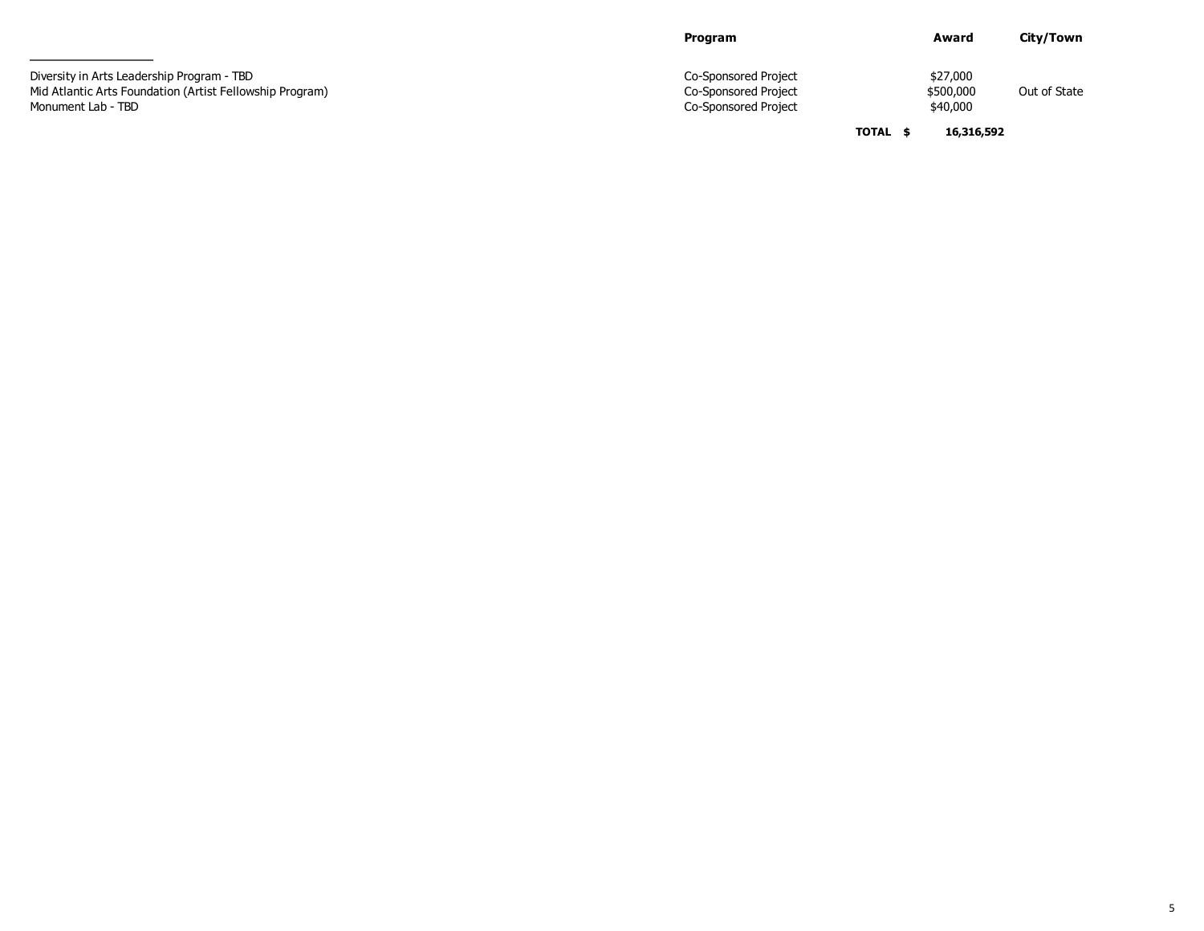| | Program | Award | City/Town |
|---|---|---|---|
| Diversity in Arts Leadership Program - TBD | Co-Sponsored Project | $27,000 | |
| Mid Atlantic Arts Foundation (Artist Fellowship Program) | Co-Sponsored Project | $500,000 | Out of State |
| Monument Lab - TBD | Co-Sponsored Project | $40,000 | |
| | **TOTAL $** | **16,316,592** | |